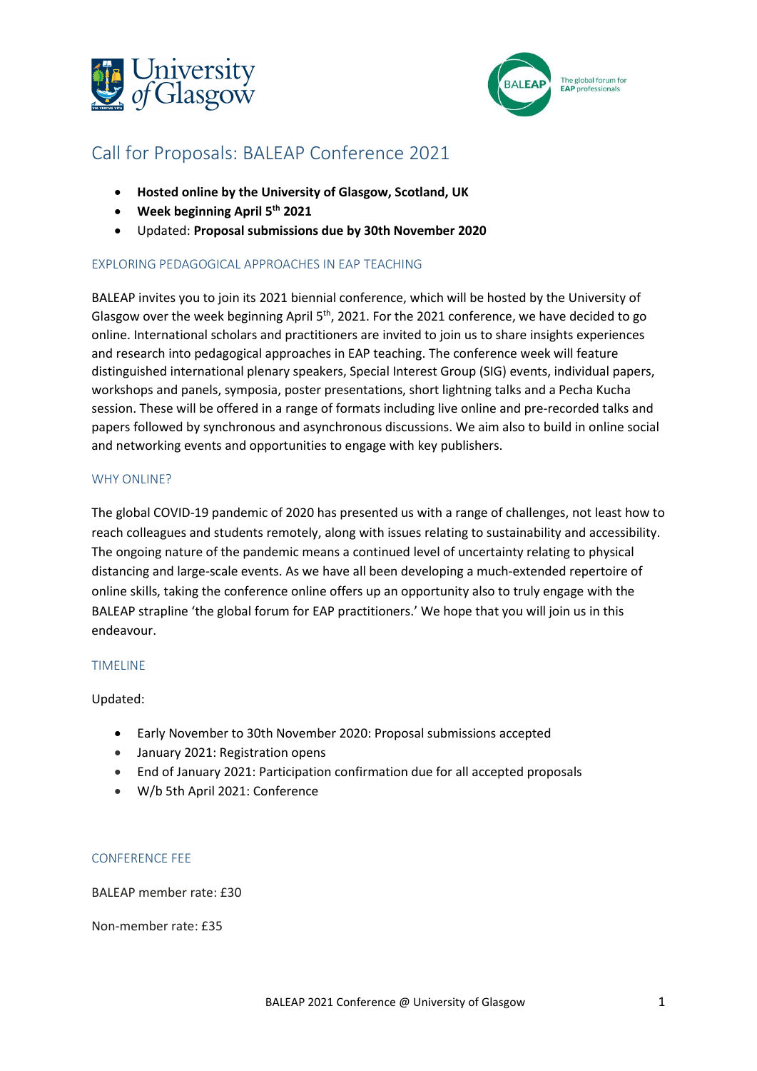# Call for Proposals: BALEAP Conference 2021

- **Hosted online by the University of Glasgow, Scotland, UK**
- **Week beginning April 5th 2021**
- Updated: **Proposal submissions due by 30th November 2020**

## EXPLORING PEDAGOGICAL APPROACHES IN EAP TEACHING

BALEAP invites you to join its 2021 biennial conference, which will be hosted by the University of Glasgow over the week beginning April 5th, 2021. For the 2021 conference, we have decided to go online. International scholars and practitioners are invited to join us to share insights experiences and research into pedagogical approaches in EAP teaching. The conference week will feature distinguished international plenary speakers, Special Interest Group (SIG) events, individual papers, workshops and panels, symposia, poster presentations, short lightning talks and a Pecha Kucha session. These will be offered in a range of formats including live online and pre-recorded talks and papers followed by synchronous and asynchronous discussions. We aim also to build in online social and networking events and opportunities to engage with key publishers.

## WHY ONLINE?

The global COVID-19 pandemic of 2020 has presented us with a range of challenges, not least how to reach colleagues and students remotely, along with issues relating to sustainability and accessibility. The ongoing nature of the pandemic means a continued level of uncertainty relating to physical distancing and large-scale events. As we have all been developing a much-extended repertoire of online skills, taking the conference online offers up an opportunity also to truly engage with the BALEAP strapline 'the global forum for EAP practitioners.' We hope that you will join us in this endeavour.

## TIMELINE

Updated:

- Early November to 30th November 2020: Proposal submissions accepted
- January 2021: Registration opens
- End of January 2021: Participation confirmation due for all accepted proposals
- W/b 5th April 2021: Conference

## CONFERENCE FEE

BALEAP member rate: £30

Non-member rate: £35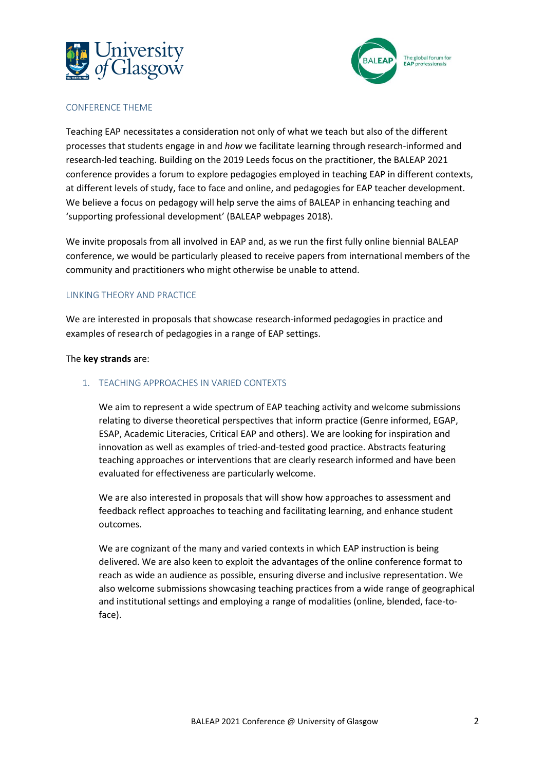## CONFERENCE THEME

Teaching EAP necessitates a consideration not only of what we teach but also of the different processes that students engage in and *how* we facilitate learning through research-informed and research-led teaching. Building on the 2019 Leeds focus on the practitioner, the BALEAP 2021 conference provides a forum to explore pedagogies employed in teaching EAP in different contexts, at different levels of study, face to face and online, and pedagogies for EAP teacher development. We believe a focus on pedagogy will help serve the aims of BALEAP in enhancing teaching and 'supporting professional development' (BALEAP webpages 2018).

We invite proposals from all involved in EAP and, as we run the first fully online biennial BALEAP conference, we would be particularly pleased to receive papers from international members of the community and practitioners who might otherwise be unable to attend.

## LINKING THEORY AND PRACTICE

We are interested in proposals that showcase research-informed pedagogies in practice and examples of research of pedagogies in a range of EAP settings.

The **key strands** are:

### 1. TEACHING APPROACHES IN VARIED CONTEXTS

We aim to represent a wide spectrum of EAP teaching activity and welcome submissions relating to diverse theoretical perspectives that inform practice (Genre informed, EGAP, ESAP, Academic Literacies, Critical EAP and others). We are looking for inspiration and innovation as well as examples of tried-and-tested good practice. Abstracts featuring teaching approaches or interventions that are clearly research informed and have been evaluated for effectiveness are particularly welcome.

We are also interested in proposals that will show how approaches to assessment and feedback reflect approaches to teaching and facilitating learning, and enhance student outcomes.

We are cognizant of the many and varied contexts in which EAP instruction is being delivered. We are also keen to exploit the advantages of the online conference format to reach as wide an audience as possible, ensuring diverse and inclusive representation. We also welcome submissions showcasing teaching practices from a wide range of geographical and institutional settings and employing a range of modalities (online, blended, face-to-face).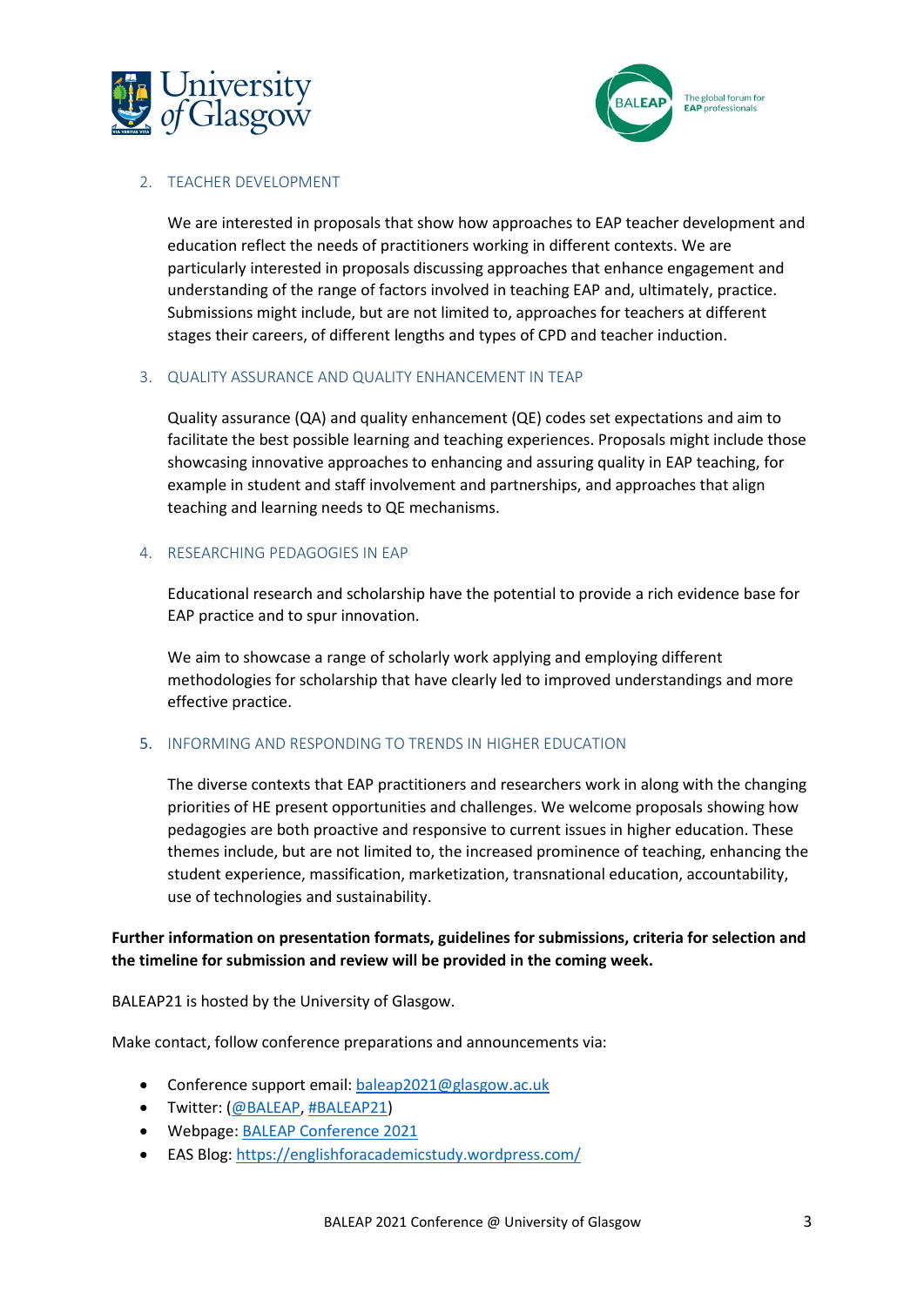2. TEACHER DEVELOPMENT

   We are interested in proposals that show how approaches to EAP teacher development and education reflect the needs of practitioners working in different contexts. We are particularly interested in proposals discussing approaches that enhance engagement and understanding of the range of factors involved in teaching EAP and, ultimately, practice. Submissions might include, but are not limited to, approaches for teachers at different stages their careers, of different lengths and types of CPD and teacher induction.

3. QUALITY ASSURANCE AND QUALITY ENHANCEMENT IN TEAP

   Quality assurance (QA) and quality enhancement (QE) codes set expectations and aim to facilitate the best possible learning and teaching experiences. Proposals might include those showcasing innovative approaches to enhancing and assuring quality in EAP teaching, for example in student and staff involvement and partnerships, and approaches that align teaching and learning needs to QE mechanisms.

4. RESEARCHING PEDAGOGIES IN EAP

   Educational research and scholarship have the potential to provide a rich evidence base for EAP practice and to spur innovation.

   We aim to showcase a range of scholarly work applying and employing different methodologies for scholarship that have clearly led to improved understandings and more effective practice.

5. INFORMING AND RESPONDING TO TRENDS IN HIGHER EDUCATION

   The diverse contexts that EAP practitioners and researchers work in along with the changing priorities of HE present opportunities and challenges. We welcome proposals showing how pedagogies are both proactive and responsive to current issues in higher education. These themes include, but are not limited to, the increased prominence of teaching, enhancing the student experience, massification, marketization, transnational education, accountability, use of technologies and sustainability.

**Further information on presentation formats, guidelines for submissions, criteria for selection and the timeline for submission and review will be provided in the coming week.**

BALEAP21 is hosted by the University of Glasgow.

Make contact, follow conference preparations and announcements via:

- Conference support email: baleap2021@glasgow.ac.uk
- Twitter: (@BALEAP, #BALEAP21)
- Webpage: BALEAP Conference 2021
- EAS Blog: https://englishforacademicstudy.wordpress.com/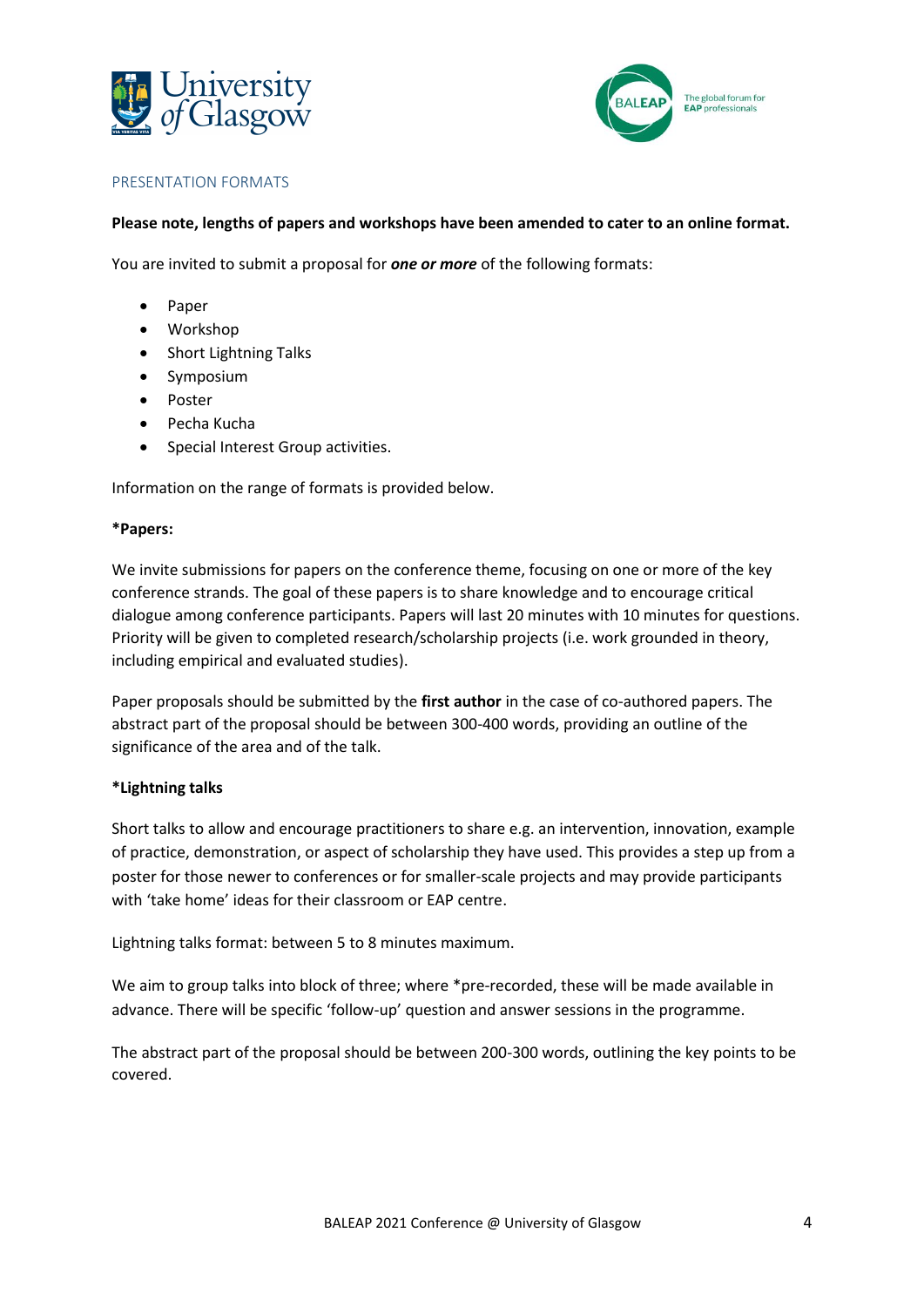## PRESENTATION FORMATS

**Please note, lengths of papers and workshops have been amended to cater to an online format.**

You are invited to submit a proposal for ***one or more*** of the following formats:

- Paper
- Workshop
- Short Lightning Talks
- Symposium
- Poster
- Pecha Kucha
- Special Interest Group activities.

Information on the range of formats is provided below.

**\*Papers:**

We invite submissions for papers on the conference theme, focusing on one or more of the key conference strands. The goal of these papers is to share knowledge and to encourage critical dialogue among conference participants. Papers will last 20 minutes with 10 minutes for questions. Priority will be given to completed research/scholarship projects (i.e. work grounded in theory, including empirical and evaluated studies).

Paper proposals should be submitted by the **first author** in the case of co-authored papers. The abstract part of the proposal should be between 300-400 words, providing an outline of the significance of the area and of the talk.

**\*Lightning talks**

Short talks to allow and encourage practitioners to share e.g. an intervention, innovation, example of practice, demonstration, or aspect of scholarship they have used. This provides a step up from a poster for those newer to conferences or for smaller-scale projects and may provide participants with 'take home' ideas for their classroom or EAP centre.

Lightning talks format: between 5 to 8 minutes maximum.

We aim to group talks into block of three; where *pre-recorded, these will be made available in advance. There will be specific 'follow-up' question and answer sessions in the programme.

The abstract part of the proposal should be between 200-300 words, outlining the key points to be covered.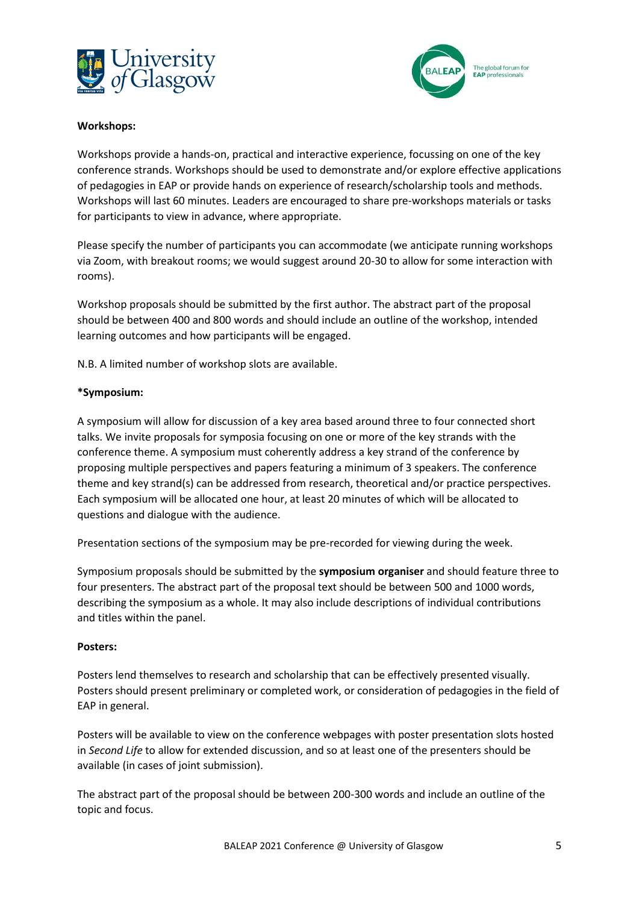**Workshops:**

Workshops provide a hands-on, practical and interactive experience, focussing on one of the key conference strands. Workshops should be used to demonstrate and/or explore effective applications of pedagogies in EAP or provide hands on experience of research/scholarship tools and methods. Workshops will last 60 minutes. Leaders are encouraged to share pre-workshops materials or tasks for participants to view in advance, where appropriate.

Please specify the number of participants you can accommodate (we anticipate running workshops via Zoom, with breakout rooms; we would suggest around 20-30 to allow for some interaction with rooms).

Workshop proposals should be submitted by the first author. The abstract part of the proposal should be between 400 and 800 words and should include an outline of the workshop, intended learning outcomes and how participants will be engaged.

N.B. A limited number of workshop slots are available.

***Symposium:**

A symposium will allow for discussion of a key area based around three to four connected short talks. We invite proposals for symposia focusing on one or more of the key strands with the conference theme. A symposium must coherently address a key strand of the conference by proposing multiple perspectives and papers featuring a minimum of 3 speakers. The conference theme and key strand(s) can be addressed from research, theoretical and/or practice perspectives. Each symposium will be allocated one hour, at least 20 minutes of which will be allocated to questions and dialogue with the audience.

Presentation sections of the symposium may be pre-recorded for viewing during the week.

Symposium proposals should be submitted by the **symposium organiser** and should feature three to four presenters. The abstract part of the proposal text should be between 500 and 1000 words, describing the symposium as a whole. It may also include descriptions of individual contributions and titles within the panel.

**Posters:**

Posters lend themselves to research and scholarship that can be effectively presented visually. Posters should present preliminary or completed work, or consideration of pedagogies in the field of EAP in general.

Posters will be available to view on the conference webpages with poster presentation slots hosted in *Second Life* to allow for extended discussion, and so at least one of the presenters should be available (in cases of joint submission).

The abstract part of the proposal should be between 200-300 words and include an outline of the topic and focus.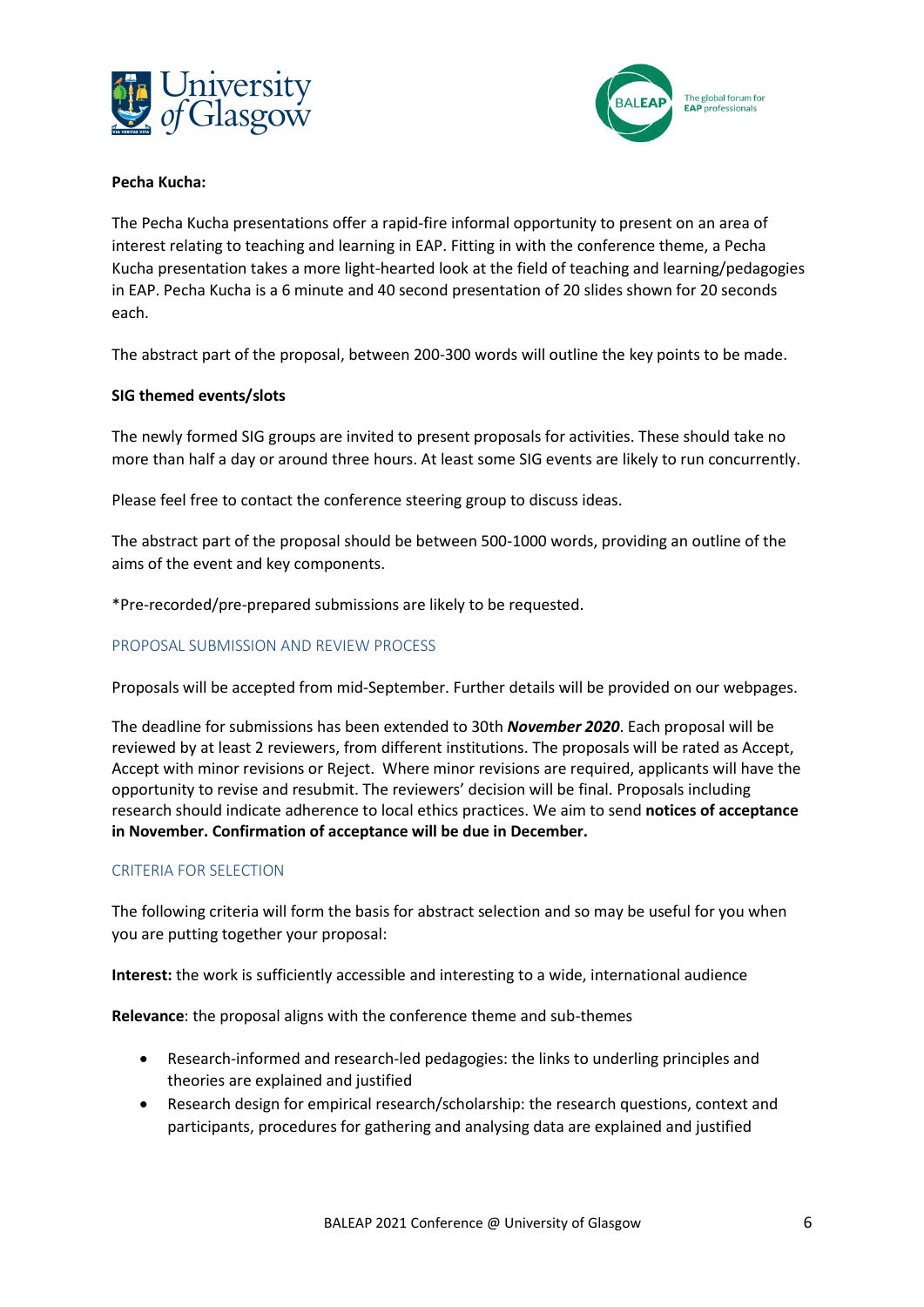**Pecha Kucha:**

The Pecha Kucha presentations offer a rapid-fire informal opportunity to present on an area of interest relating to teaching and learning in EAP. Fitting in with the conference theme, a Pecha Kucha presentation takes a more light-hearted look at the field of teaching and learning/pedagogies in EAP. Pecha Kucha is a 6 minute and 40 second presentation of 20 slides shown for 20 seconds each.

The abstract part of the proposal, between 200-300 words will outline the key points to be made.

**SIG themed events/slots**

The newly formed SIG groups are invited to present proposals for activities. These should take no more than half a day or around three hours. At least some SIG events are likely to run concurrently.

Please feel free to contact the conference steering group to discuss ideas.

The abstract part of the proposal should be between 500-1000 words, providing an outline of the aims of the event and key components.

*Pre-recorded/pre-prepared submissions are likely to be requested.

## PROPOSAL SUBMISSION AND REVIEW PROCESS

Proposals will be accepted from mid-September. Further details will be provided on our webpages.

The deadline for submissions has been extended to 30th ***November 2020***. Each proposal will be reviewed by at least 2 reviewers, from different institutions. The proposals will be rated as Accept, Accept with minor revisions or Reject. Where minor revisions are required, applicants will have the opportunity to revise and resubmit. The reviewers' decision will be final. Proposals including research should indicate adherence to local ethics practices. We aim to send **notices of acceptance in November. Confirmation of acceptance will be due in December.**

## CRITERIA FOR SELECTION

The following criteria will form the basis for abstract selection and so may be useful for you when you are putting together your proposal:

**Interest:** the work is sufficiently accessible and interesting to a wide, international audience

**Relevance**: the proposal aligns with the conference theme and sub-themes

- Research-informed and research-led pedagogies: the links to underling principles and theories are explained and justified
- Research design for empirical research/scholarship: the research questions, context and participants, procedures for gathering and analysing data are explained and justified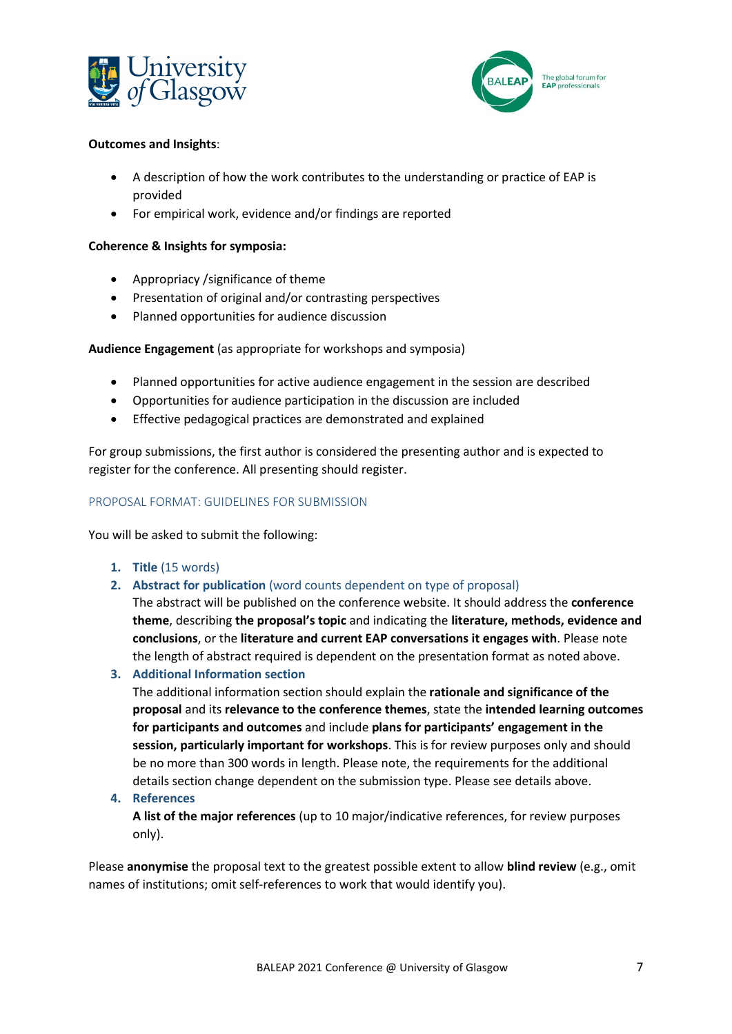**Outcomes and Insights**:

- A description of how the work contributes to the understanding or practice of EAP is provided
- For empirical work, evidence and/or findings are reported

**Coherence & Insights for symposia:**

- Appropriacy /significance of theme
- Presentation of original and/or contrasting perspectives
- Planned opportunities for audience discussion

**Audience Engagement** (as appropriate for workshops and symposia)

- Planned opportunities for active audience engagement in the session are described
- Opportunities for audience participation in the discussion are included
- Effective pedagogical practices are demonstrated and explained

For group submissions, the first author is considered the presenting author and is expected to register for the conference. All presenting should register.

## PROPOSAL FORMAT: GUIDELINES FOR SUBMISSION

You will be asked to submit the following:

1. **Title** (15 words)
2. **Abstract for publication** (word counts dependent on type of proposal)
   The abstract will be published on the conference website. It should address the **conference theme**, describing **the proposal's topic** and indicating the **literature, methods, evidence and conclusions**, or the **literature and current EAP conversations it engages with**. Please note the length of abstract required is dependent on the presentation format as noted above.
3. **Additional Information section**
   The additional information section should explain the **rationale and significance of the proposal** and its **relevance to the conference themes**, state the **intended learning outcomes for participants and outcomes** and include **plans for participants' engagement in the session, particularly important for workshops**. This is for review purposes only and should be no more than 300 words in length. Please note, the requirements for the additional details section change dependent on the submission type. Please see details above.
4. **References**
   **A list of the major references** (up to 10 major/indicative references, for review purposes only).

Please **anonymise** the proposal text to the greatest possible extent to allow **blind review** (e.g., omit names of institutions; omit self-references to work that would identify you).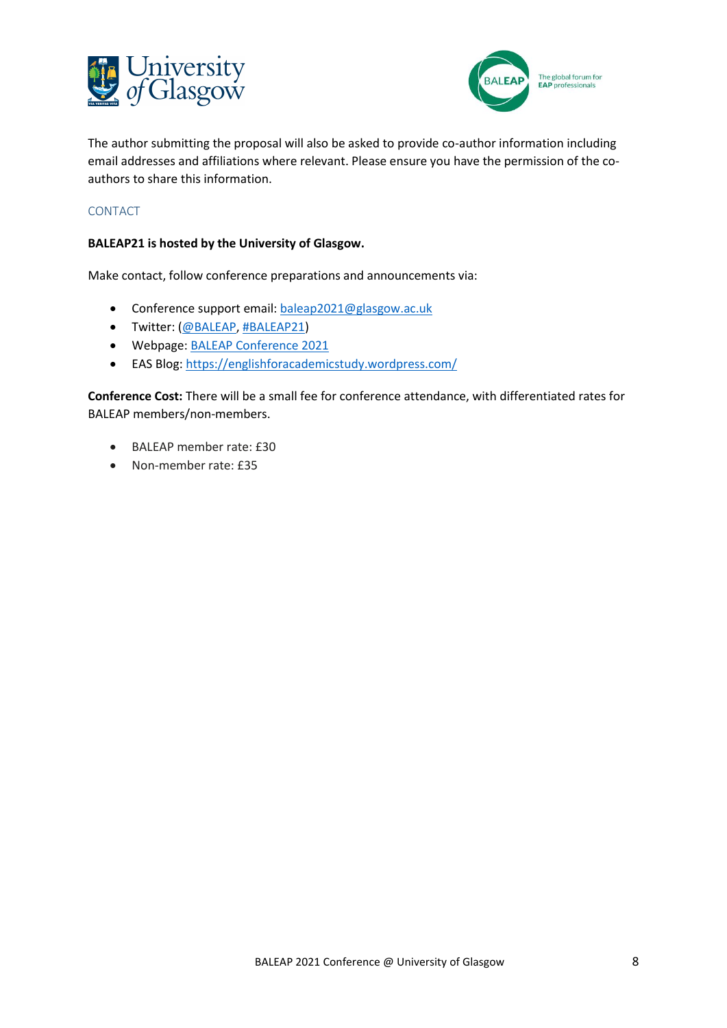The author submitting the proposal will also be asked to provide co-author information including email addresses and affiliations where relevant. Please ensure you have the permission of the co-authors to share this information.

## CONTACT

**BALEAP21 is hosted by the University of Glasgow.**

Make contact, follow conference preparations and announcements via:

- Conference support email: baleap2021@glasgow.ac.uk
- Twitter: (@BALEAP, #BALEAP21)
- Webpage: BALEAP Conference 2021
- EAS Blog: https://englishforacademicstudy.wordpress.com/

**Conference Cost:** There will be a small fee for conference attendance, with differentiated rates for BALEAP members/non-members.

- BALEAP member rate: £30
- Non-member rate: £35